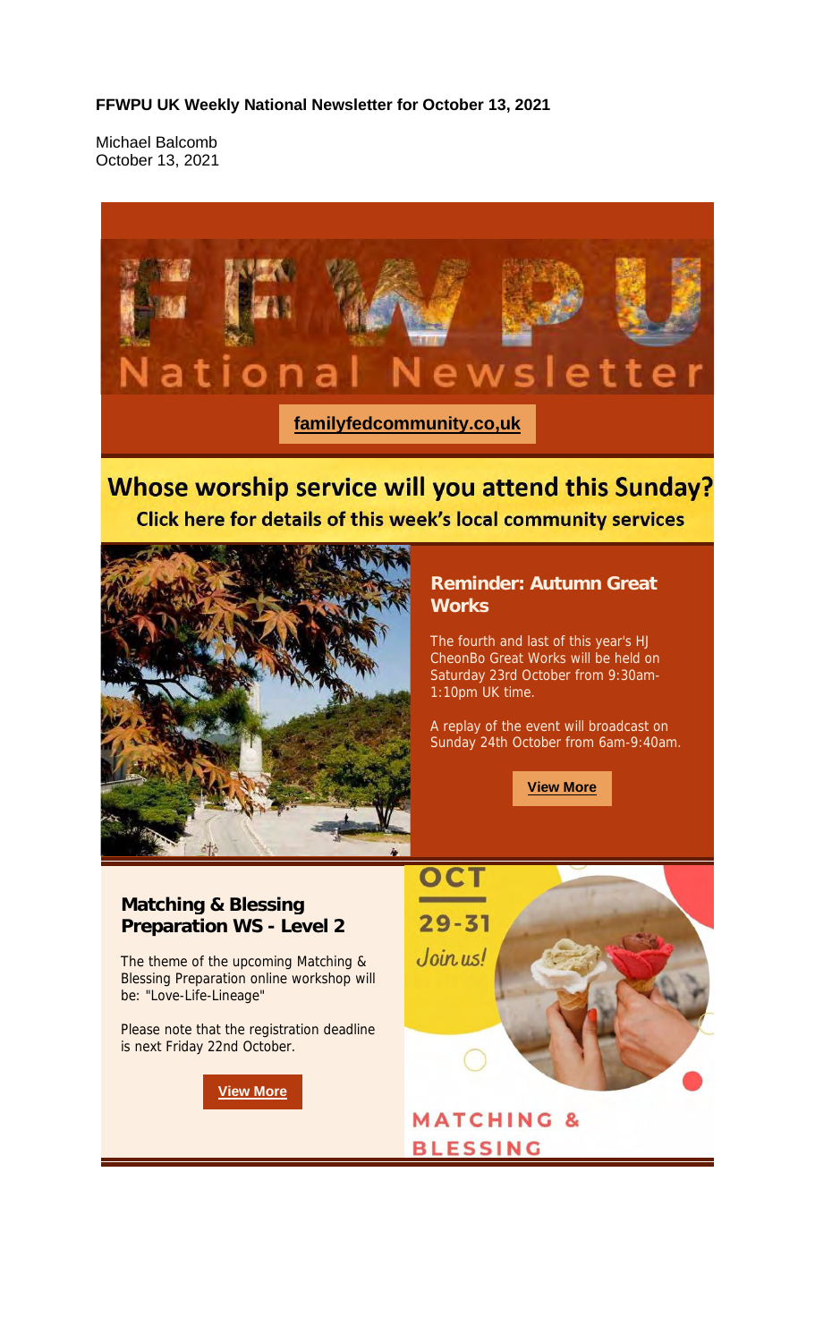**FFWPU UK Weekly National Newsletter for October 13, 2021**

Michael Balcomb
October 13, 2021

# FFWPU National Newsletter

**familyfedcommunity.co,uk**

## Whose worship service will you attend this Sunday?

**Click here for details of this week's local community services**

### Reminder: Autumn Great Works

The fourth and last of this year's HJ CheonBo Great Works will be held on Saturday 23rd October from 9:30am-1:10pm UK time.

A replay of the event will broadcast on Sunday 24th October from 6am-9:40am.

**View More**

### Matching & Blessing Preparation WS - Level 2

The theme of the upcoming Matching & Blessing Preparation online workshop will be: "Love-Life-Lineage"

Please note that the registration deadline is next Friday 22nd October.

**View More**

OCT 29-31 *Join us!*

MATCHING & BLESSING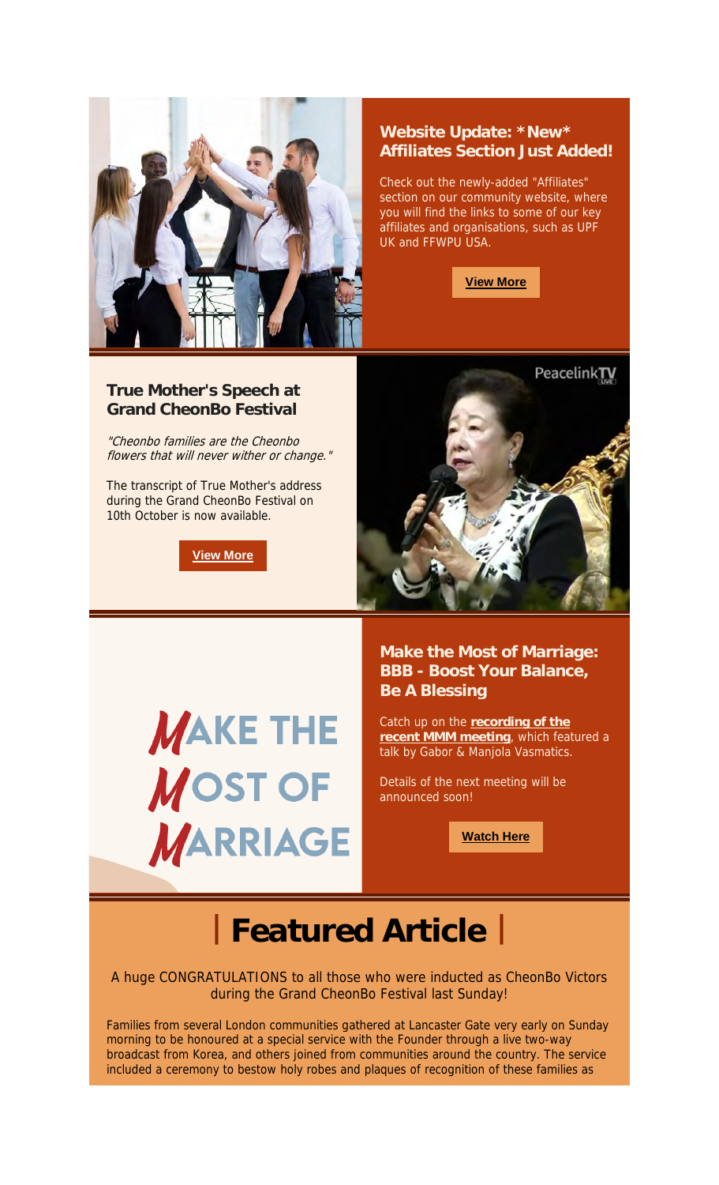### Website Update: *New* Affiliates Section Just Added!

Check out the newly-added "Affiliates" section on our community website, where you will find the links to some of our key affiliates and organisations, such as UPF UK and FFWPU USA.

**View More**

### True Mother's Speech at Grand CheonBo Festival

*"Cheonbo families are the Cheonbo flowers that will never wither or change."*

The transcript of True Mother's address during the Grand CheonBo Festival on 10th October is now available.

**View More**

### Make the Most of Marriage: BBB - Boost Your Balance, Be A Blessing

MAKE THE MOST OF MARRIAGE

Catch up on the **recording of the recent MMM meeting**, which featured a talk by Gabor & Manjola Vasmatics.

Details of the next meeting will be announced soon!

**Watch Here**

# | Featured Article |

A huge CONGRATULATIONS to all those who were inducted as CheonBo Victors during the Grand CheonBo Festival last Sunday!

Families from several London communities gathered at Lancaster Gate very early on Sunday morning to be honoured at a special service with the Founder through a live two-way broadcast from Korea, and others joined from communities around the country. The service included a ceremony to bestow holy robes and plaques of recognition of these families as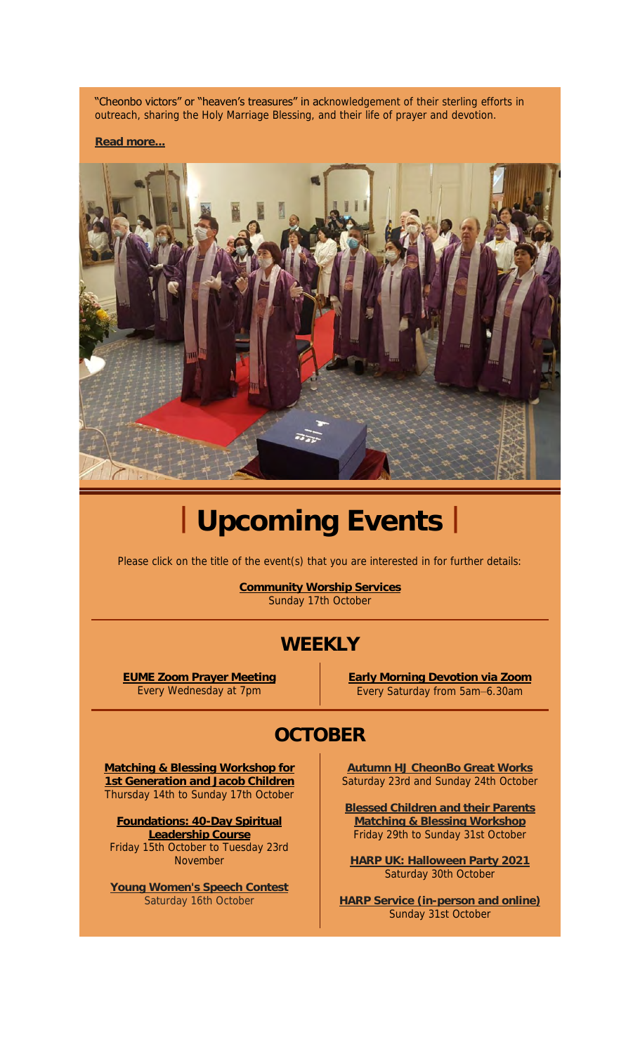"Cheonbo victors" or "heaven's treasures" in acknowledgement of their sterling efforts in outreach, sharing the Holy Marriage Blessing, and their life of prayer and devotion.

**Read more...**

# | Upcoming Events |

Please click on the title of the event(s) that you are interested in for further details:

**Community Worship Services**
Sunday 17th October

## WEEKLY

**EUME Zoom Prayer Meeting**
Every Wednesday at 7pm

**Early Morning Devotion via Zoom**
Every Saturday from 5am–6.30am

## OCTOBER

**Matching & Blessing Workshop for 1st Generation and Jacob Children**
Thursday 14th to Sunday 17th October

**Foundations: 40-Day Spiritual Leadership Course**
Friday 15th October to Tuesday 23rd November

**Young Women's Speech Contest**
Saturday 16th October

**Autumn HJ CheonBo Great Works**
Saturday 23rd and Sunday 24th October

**Blessed Children and their Parents Matching & Blessing Workshop**
Friday 29th to Sunday 31st October

**HARP UK: Halloween Party 2021**
Saturday 30th October

**HARP Service (in-person and online)**
Sunday 31st October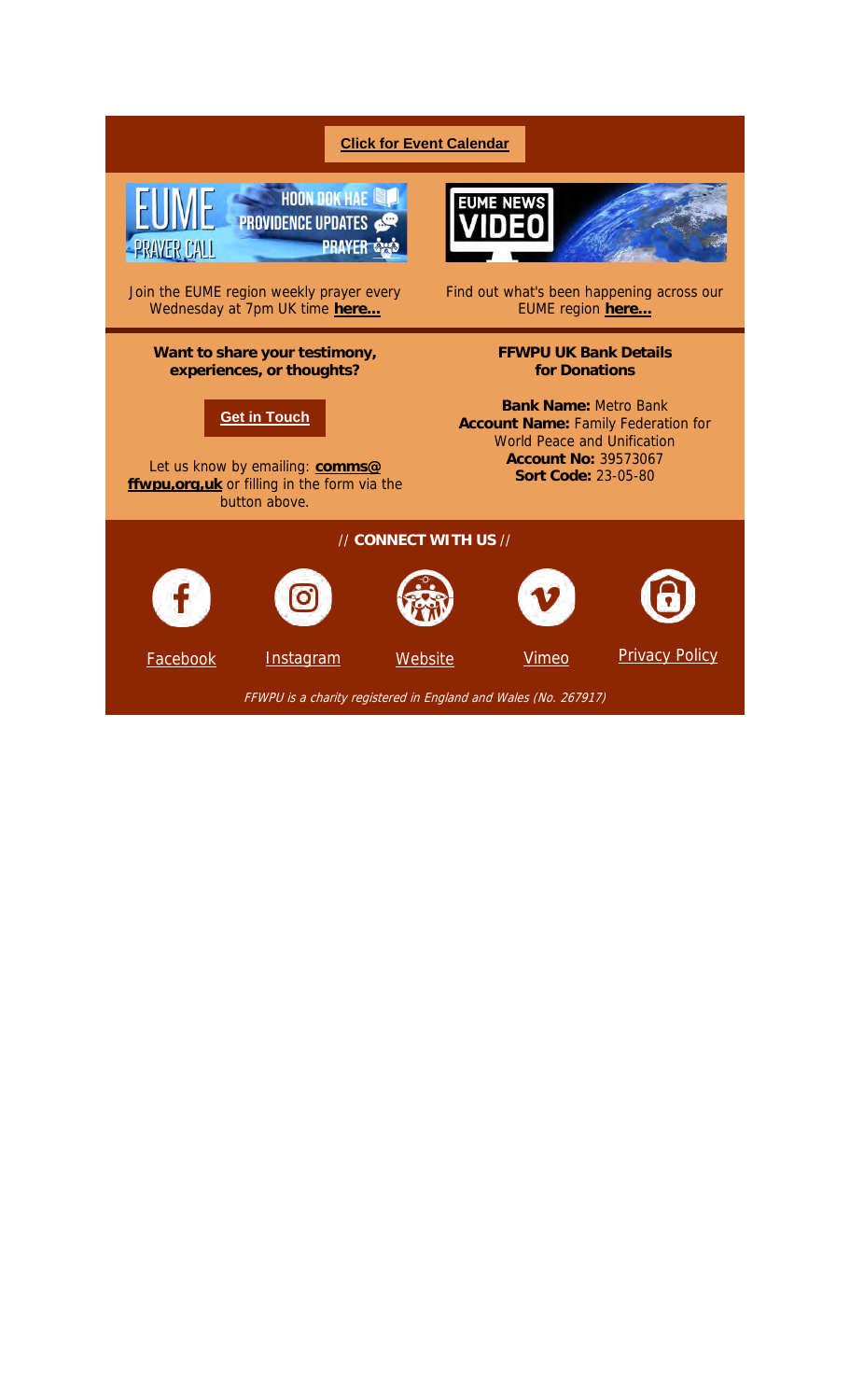**Click for Event Calendar**

Join the EUME region weekly prayer every Wednesday at 7pm UK time **here...**

Find out what's been happening across our EUME region **here...**

**Want to share your testimony, experiences, or thoughts?**

**Get in Touch**

Let us know by emailing: **comms@ffwpu,org,uk** or filling in the form via the button above.

**FFWPU UK Bank Details for Donations**

**Bank Name:** Metro Bank
**Account Name:** Family Federation for World Peace and Unification
**Account No:** 39573067
**Sort Code:** 23-05-80

// **CONNECT WITH US** //

Facebook Instagram Website Vimeo Privacy Policy

*FFWPU is a charity registered in England and Wales (No. 267917)*